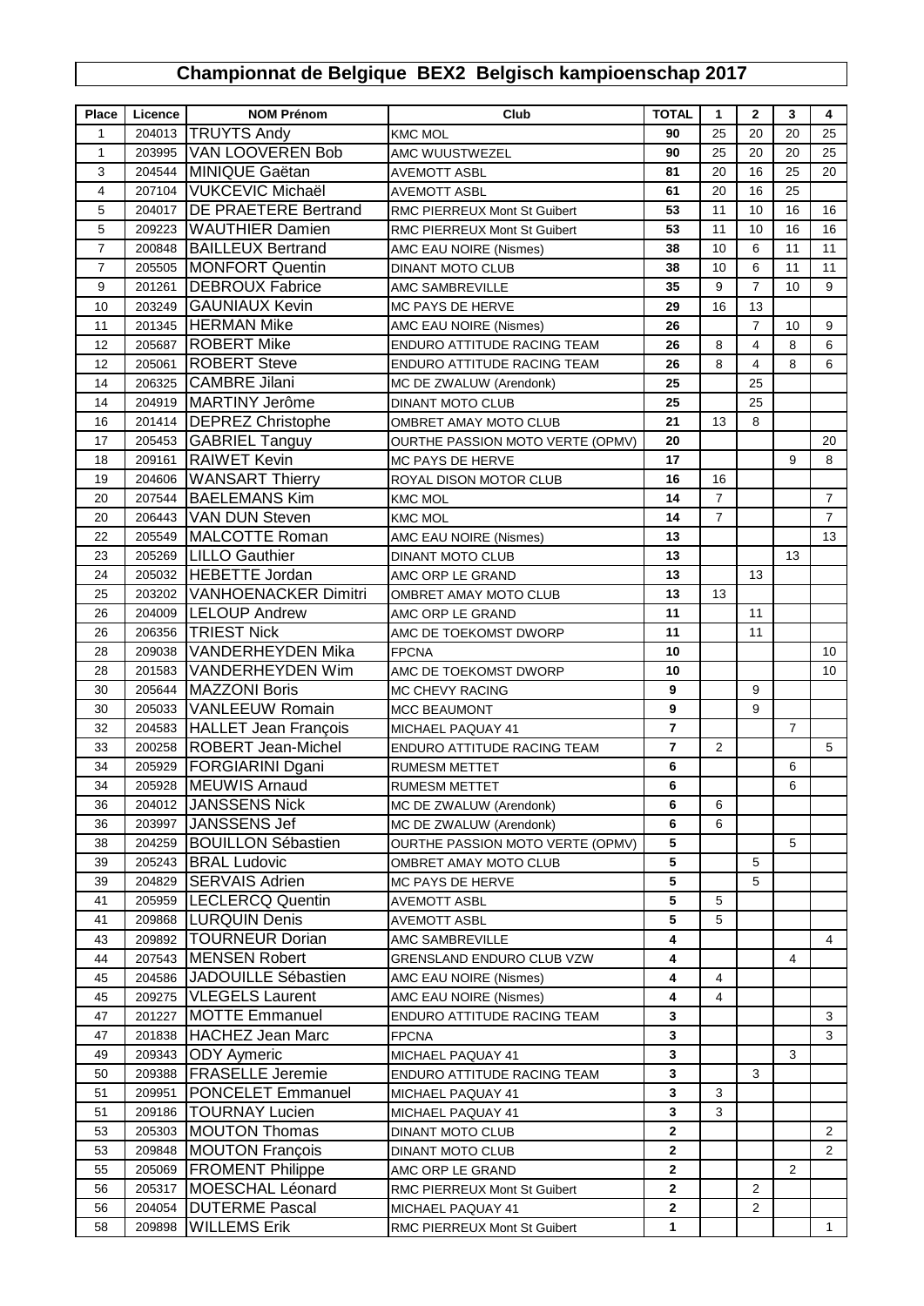# Championnat de Belgique BEX2 Belgisch kampioenschap 2017

| Place | Licence | NOM Prénom | Club | TOTAL | 1 | 2 | 3 | 4 |
|---|---|---|---|---|---|---|---|---|
| 1 | 204013 | TRUYTS Andy | KMC MOL | 90 | 25 | 20 | 20 | 25 |
| 1 | 203995 | VAN LOOVEREN Bob | AMC WUUSTWEZEL | 90 | 25 | 20 | 20 | 25 |
| 3 | 204544 | MINIQUE Gaëtan | AVEMOTT ASBL | 81 | 20 | 16 | 25 | 20 |
| 4 | 207104 | VUKCEVIC Michaël | AVEMOTT ASBL | 61 | 20 | 16 | 25 | |
| 5 | 204017 | DE PRAETERE Bertrand | RMC PIERREUX Mont St Guibert | 53 | 11 | 10 | 16 | 16 |
| 5 | 209223 | WAUTHIER Damien | RMC PIERREUX Mont St Guibert | 53 | 11 | 10 | 16 | 16 |
| 7 | 200848 | BAILLEUX Bertrand | AMC EAU NOIRE (Nismes) | 38 | 10 | 6 | 11 | 11 |
| 7 | 205505 | MONFORT Quentin | DINANT MOTO CLUB | 38 | 10 | 6 | 11 | 11 |
| 9 | 201261 | DEBROUX Fabrice | AMC SAMBREVILLE | 35 | 9 | 7 | 10 | 9 |
| 10 | 203249 | GAUNIAUX Kevin | MC PAYS DE HERVE | 29 | 16 | 13 | | |
| 11 | 201345 | HERMAN Mike | AMC EAU NOIRE (Nismes) | 26 | | 7 | 10 | 9 |
| 12 | 205687 | ROBERT Mike | ENDURO ATTITUDE RACING TEAM | 26 | 8 | 4 | 8 | 6 |
| 12 | 205061 | ROBERT Steve | ENDURO ATTITUDE RACING TEAM | 26 | 8 | 4 | 8 | 6 |
| 14 | 206325 | CAMBRE Jilani | MC DE ZWALUW (Arendonk) | 25 | | 25 | | |
| 14 | 204919 | MARTINY Jerôme | DINANT MOTO CLUB | 25 | | 25 | | |
| 16 | 201414 | DEPREZ Christophe | OMBRET AMAY MOTO CLUB | 21 | 13 | 8 | | |
| 17 | 205453 | GABRIEL Tanguy | OURTHE PASSION MOTO VERTE (OPMV) | 20 | | | | 20 |
| 18 | 209161 | RAIWET Kevin | MC PAYS DE HERVE | 17 | | | 9 | 8 |
| 19 | 204606 | WANSART Thierry | ROYAL DISON MOTOR CLUB | 16 | 16 | | | |
| 20 | 207544 | BAELEMANS Kim | KMC MOL | 14 | 7 | | | 7 |
| 20 | 206443 | VAN DUN Steven | KMC MOL | 14 | 7 | | | 7 |
| 22 | 205549 | MALCOTTE Roman | AMC EAU NOIRE (Nismes) | 13 | | | | 13 |
| 23 | 205269 | LILLO Gauthier | DINANT MOTO CLUB | 13 | | | 13 | |
| 24 | 205032 | HEBETTE Jordan | AMC ORP LE GRAND | 13 | | 13 | | |
| 25 | 203202 | VANHOENACKER Dimitri | OMBRET AMAY MOTO CLUB | 13 | 13 | | | |
| 26 | 204009 | LELOUP Andrew | AMC ORP LE GRAND | 11 | | 11 | | |
| 26 | 206356 | TRIEST Nick | AMC DE TOEKOMST DWORP | 11 | | 11 | | |
| 28 | 209038 | VANDERHEYDEN Mika | FPCNA | 10 | | | | 10 |
| 28 | 201583 | VANDERHEYDEN Wim | AMC DE TOEKOMST DWORP | 10 | | | | 10 |
| 30 | 205644 | MAZZONI Boris | MC CHEVY RACING | 9 | | 9 | | |
| 30 | 205033 | VANLEEUW Romain | MCC BEAUMONT | 9 | | 9 | | |
| 32 | 204583 | HALLET Jean François | MICHAEL PAQUAY 41 | 7 | | | 7 | |
| 33 | 200258 | ROBERT Jean-Michel | ENDURO ATTITUDE RACING TEAM | 7 | 2 | | | 5 |
| 34 | 205929 | FORGIARINI Dgani | RUMESM METTET | 6 | | | 6 | |
| 34 | 205928 | MEUWIS Arnaud | RUMESM METTET | 6 | | | 6 | |
| 36 | 204012 | JANSSENS Nick | MC DE ZWALUW (Arendonk) | 6 | 6 | | | |
| 36 | 203997 | JANSSENS Jef | MC DE ZWALUW (Arendonk) | 6 | 6 | | | |
| 38 | 204259 | BOUILLON Sébastien | OURTHE PASSION MOTO VERTE (OPMV) | 5 | | | 5 | |
| 39 | 205243 | BRAL Ludovic | OMBRET AMAY MOTO CLUB | 5 | | 5 | | |
| 39 | 204829 | SERVAIS Adrien | MC PAYS DE HERVE | 5 | | 5 | | |
| 41 | 205959 | LECLERCQ Quentin | AVEMOTT ASBL | 5 | 5 | | | |
| 41 | 209868 | LURQUIN Denis | AVEMOTT ASBL | 5 | 5 | | | |
| 43 | 209892 | TOURNEUR Dorian | AMC SAMBREVILLE | 4 | | | | 4 |
| 44 | 207543 | MENSEN Robert | GRENSLAND ENDURO CLUB VZW | 4 | | | 4 | |
| 45 | 204586 | JADOUILLE Sébastien | AMC EAU NOIRE (Nismes) | 4 | 4 | | | |
| 45 | 209275 | VLEGELS Laurent | AMC EAU NOIRE (Nismes) | 4 | 4 | | | |
| 47 | 201227 | MOTTE Emmanuel | ENDURO ATTITUDE RACING TEAM | 3 | | | | 3 |
| 47 | 201838 | HACHEZ Jean Marc | FPCNA | 3 | | | | 3 |
| 49 | 209343 | ODY Aymeric | MICHAEL PAQUAY 41 | 3 | | | 3 | |
| 50 | 209388 | FRASELLE Jeremie | ENDURO ATTITUDE RACING TEAM | 3 | | 3 | | |
| 51 | 209951 | PONCELET Emmanuel | MICHAEL PAQUAY 41 | 3 | 3 | | | |
| 51 | 209186 | TOURNAY Lucien | MICHAEL PAQUAY 41 | 3 | 3 | | | |
| 53 | 205303 | MOUTON Thomas | DINANT MOTO CLUB | 2 | | | | 2 |
| 53 | 209848 | MOUTON François | DINANT MOTO CLUB | 2 | | | | 2 |
| 55 | 205069 | FROMENT Philippe | AMC ORP LE GRAND | 2 | | | 2 | |
| 56 | 205317 | MOESCHAL Léonard | RMC PIERREUX Mont St Guibert | 2 | | 2 | | |
| 56 | 204054 | DUTERME Pascal | MICHAEL PAQUAY 41 | 2 | | 2 | | |
| 58 | 209898 | WILLEMS Erik | RMC PIERREUX Mont St Guibert | 1 | | | | 1 |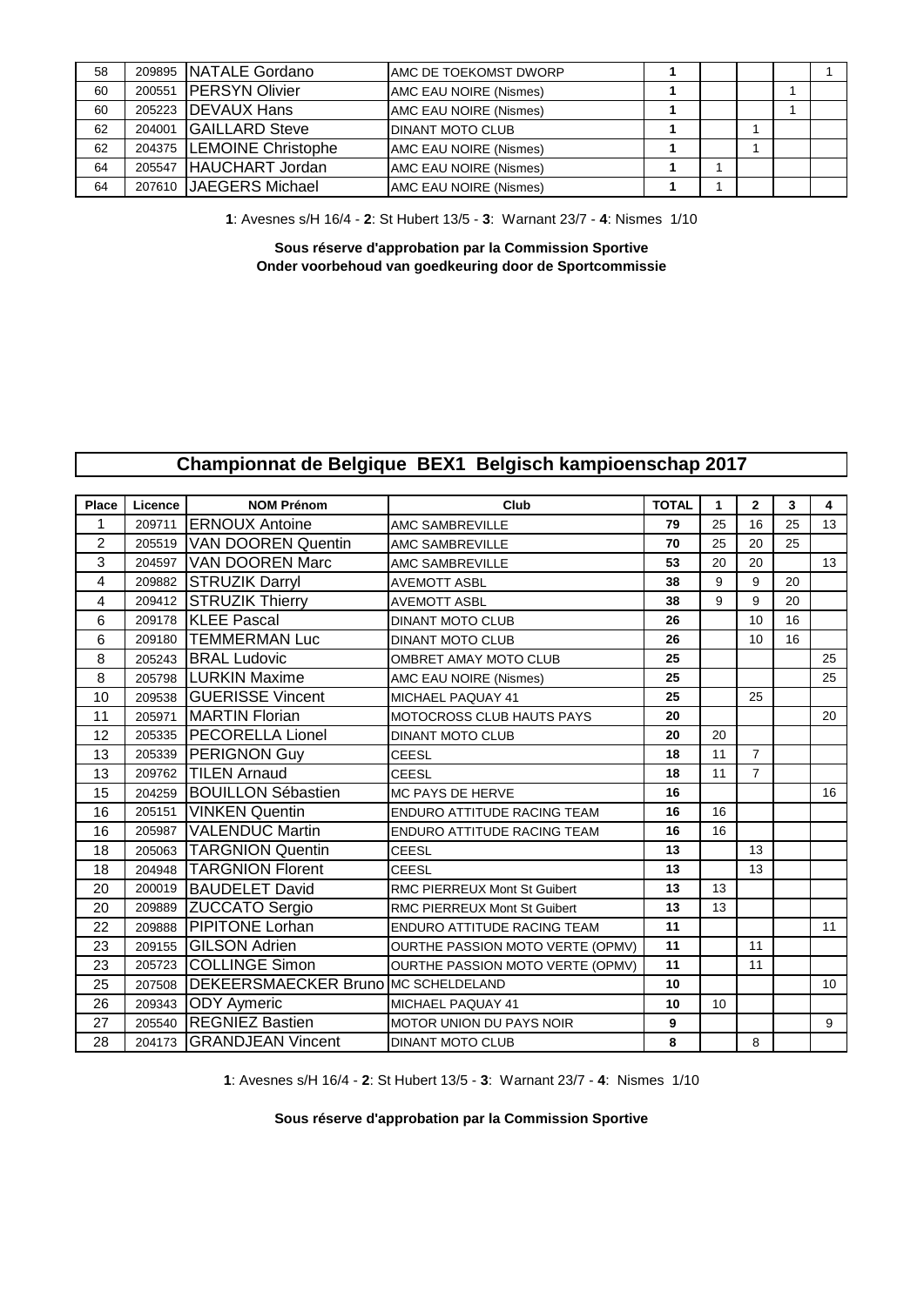| | | | | | | | | |
|---|---|---|---|---|---|---|---|---|
| 58 | 209895 | NATALE Gordano | AMC DE TOEKOMST DWORP | **1** | | | | 1 |
| 60 | 200551 | PERSYN Olivier | AMC EAU NOIRE (Nismes) | **1** | | | 1 | |
| 60 | 205223 | DEVAUX Hans | AMC EAU NOIRE (Nismes) | **1** | | | 1 | |
| 62 | 204001 | GAILLARD Steve | DINANT MOTO CLUB | **1** | | 1 | | |
| 62 | 204375 | LEMOINE Christophe | AMC EAU NOIRE (Nismes) | **1** | | 1 | | |
| 64 | 205547 | HAUCHART Jordan | AMC EAU NOIRE (Nismes) | **1** | 1 | | | |
| 64 | 207610 | JAEGERS Michael | AMC EAU NOIRE (Nismes) | **1** | 1 | | | |

**1**: Avesnes s/H 16/4 - **2**: St Hubert 13/5 - **3**: Warnant 23/7 - **4**: Nismes 1/10

**Sous réserve d'approbation par la Commission Sportive**
**Onder voorbehoud van goedkeuring door de Sportcommissie**

## Championnat de Belgique BEX1 Belgisch kampioenschap 2017

| Place | Licence | NOM Prénom | Club | TOTAL | 1 | 2 | 3 | 4 |
|---|---|---|---|---|---|---|---|---|
| 1 | 209711 | ERNOUX Antoine | AMC SAMBREVILLE | **79** | 25 | 16 | 25 | 13 |
| 2 | 205519 | VAN DOOREN Quentin | AMC SAMBREVILLE | **70** | 25 | 20 | 25 | |
| 3 | 204597 | VAN DOOREN Marc | AMC SAMBREVILLE | **53** | 20 | 20 | | 13 |
| 4 | 209882 | STRUZIK Darryl | AVEMOTT ASBL | **38** | 9 | 9 | 20 | |
| 4 | 209412 | STRUZIK Thierry | AVEMOTT ASBL | **38** | 9 | 9 | 20 | |
| 6 | 209178 | KLEE Pascal | DINANT MOTO CLUB | **26** | | 10 | 16 | |
| 6 | 209180 | TEMMERMAN Luc | DINANT MOTO CLUB | **26** | | 10 | 16 | |
| 8 | 205243 | BRAL Ludovic | OMBRET AMAY MOTO CLUB | **25** | | | | 25 |
| 8 | 205798 | LURKIN Maxime | AMC EAU NOIRE (Nismes) | **25** | | | | 25 |
| 10 | 209538 | GUERISSE Vincent | MICHAEL PAQUAY 41 | **25** | | 25 | | |
| 11 | 205971 | MARTIN Florian | MOTOCROSS CLUB HAUTS PAYS | **20** | | | | 20 |
| 12 | 205335 | PECORELLA Lionel | DINANT MOTO CLUB | **20** | 20 | | | |
| 13 | 205339 | PERIGNON Guy | CEESL | **18** | 11 | 7 | | |
| 13 | 209762 | TILEN Arnaud | CEESL | **18** | 11 | 7 | | |
| 15 | 204259 | BOUILLON Sébastien | MC PAYS DE HERVE | **16** | | | | 16 |
| 16 | 205151 | VINKEN Quentin | ENDURO ATTITUDE RACING TEAM | **16** | 16 | | | |
| 16 | 205987 | VALENDUC Martin | ENDURO ATTITUDE RACING TEAM | **16** | 16 | | | |
| 18 | 205063 | TARGNION Quentin | CEESL | **13** | | 13 | | |
| 18 | 204948 | TARGNION Florent | CEESL | **13** | | 13 | | |
| 20 | 200019 | BAUDELET David | RMC PIERREUX Mont St Guibert | **13** | 13 | | | |
| 20 | 209889 | ZUCCATO Sergio | RMC PIERREUX Mont St Guibert | **13** | 13 | | | |
| 22 | 209888 | PIPITONE Lorhan | ENDURO ATTITUDE RACING TEAM | **11** | | | | 11 |
| 23 | 209155 | GILSON Adrien | OURTHE PASSION MOTO VERTE (OPMV) | **11** | | 11 | | |
| 23 | 205723 | COLLINGE Simon | OURTHE PASSION MOTO VERTE (OPMV) | **11** | | 11 | | |
| 25 | 207508 | DEKEERSMAECKER Bruno | MC SCHELDELAND | **10** | | | | 10 |
| 26 | 209343 | ODY Aymeric | MICHAEL PAQUAY 41 | **10** | 10 | | | |
| 27 | 205540 | REGNIEZ Bastien | MOTOR UNION DU PAYS NOIR | **9** | | | | 9 |
| 28 | 204173 | GRANDJEAN Vincent | DINANT MOTO CLUB | **8** | | 8 | | |

**1**: Avesnes s/H 16/4 - **2**: St Hubert 13/5 - **3**: Warnant 23/7 - **4**: Nismes 1/10

**Sous réserve d'approbation par la Commission Sportive**